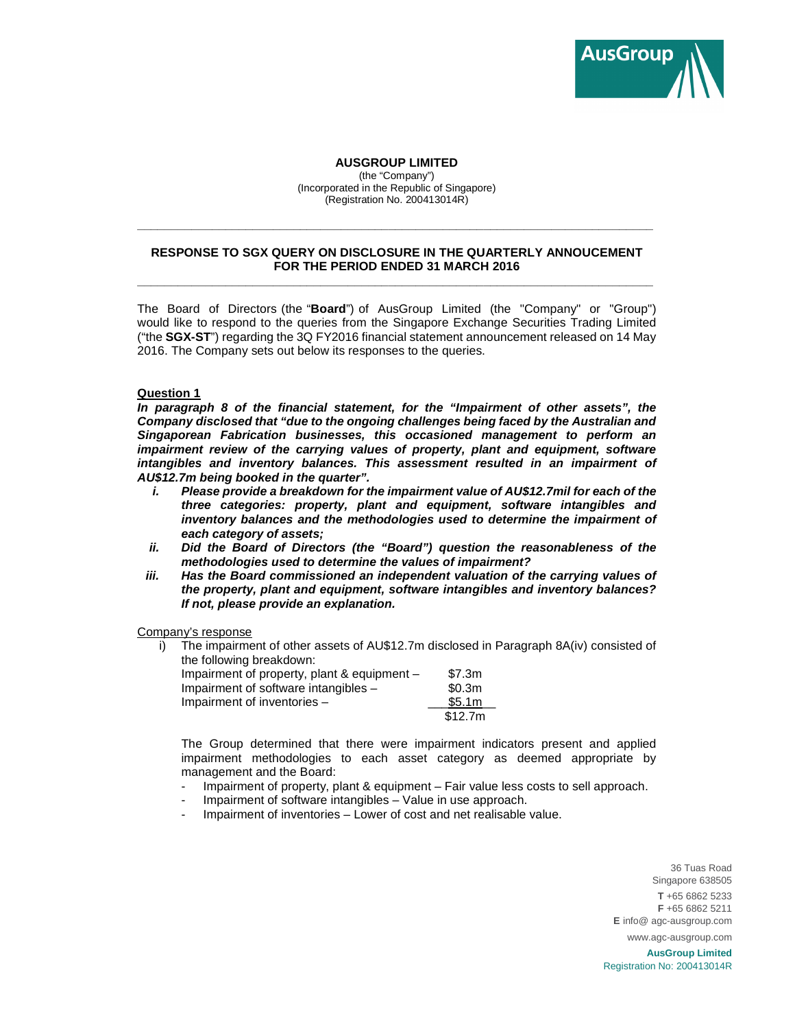**AUSGROUP LIMITED**
(the "Company")
(Incorporated in the Republic of Singapore)
(Registration No. 200413014R)

---

**RESPONSE TO SGX QUERY ON DISCLOSURE IN THE QUARTERLY ANNOUCEMENT FOR THE PERIOD ENDED 31 MARCH 2016**

---

The Board of Directors (the "**Board**") of AusGroup Limited (the "Company" or "Group") would like to respond to the queries from the Singapore Exchange Securities Trading Limited ("the **SGX-ST**") regarding the 3Q FY2016 financial statement announcement released on 14 May 2016. The Company sets out below its responses to the queries.

**Question 1**

***In paragraph 8 of the financial statement, for the "Impairment of other assets", the Company disclosed that "due to the ongoing challenges being faced by the Australian and Singaporean Fabrication businesses, this occasioned management to perform an impairment review of the carrying values of property, plant and equipment, software intangibles and inventory balances. This assessment resulted in an impairment of AU$12.7m being booked in the quarter".***

- ***i. Please provide a breakdown for the impairment value of AU$12.7mil for each of the three categories: property, plant and equipment, software intangibles and inventory balances and the methodologies used to determine the impairment of each category of assets;***
- ***ii. Did the Board of Directors (the "Board") question the reasonableness of the methodologies used to determine the values of impairment?***
- ***iii. Has the Board commissioned an independent valuation of the carrying values of the property, plant and equipment, software intangibles and inventory balances? If not, please provide an explanation.***

Company's response

i) The impairment of other assets of AU$12.7m disclosed in Paragraph 8A(iv) consisted of the following breakdown:

| | |
|---|---|
| Impairment of property, plant & equipment – | $7.3m |
| Impairment of software intangibles – | $0.3m |
| Impairment of inventories – | $5.1m |
| | $12.7m |

The Group determined that there were impairment indicators present and applied impairment methodologies to each asset category as deemed appropriate by management and the Board:

- Impairment of property, plant & equipment – Fair value less costs to sell approach.
- Impairment of software intangibles – Value in use approach.
- Impairment of inventories – Lower of cost and net realisable value.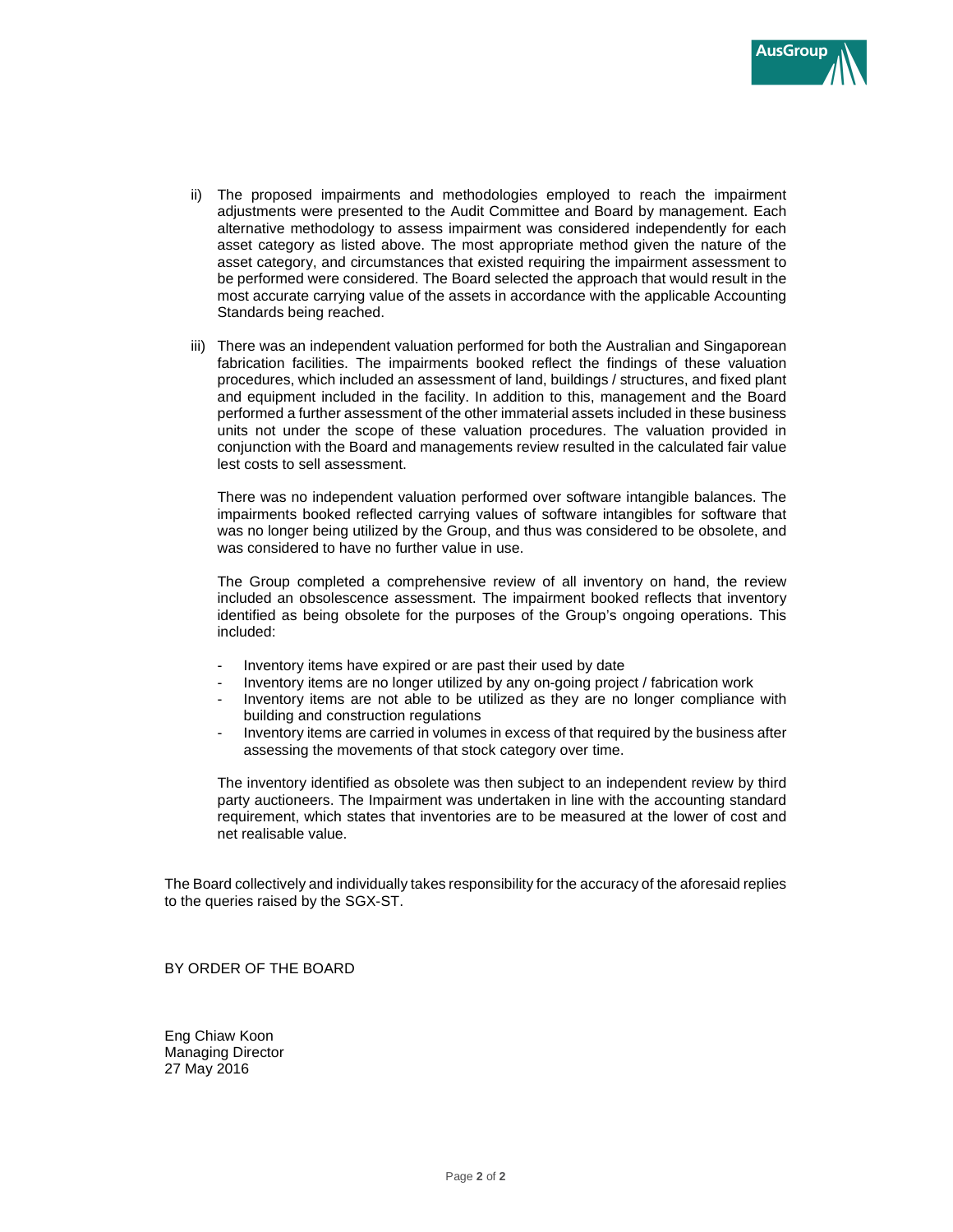ii) The proposed impairments and methodologies employed to reach the impairment adjustments were presented to the Audit Committee and Board by management. Each alternative methodology to assess impairment was considered independently for each asset category as listed above. The most appropriate method given the nature of the asset category, and circumstances that existed requiring the impairment assessment to be performed were considered. The Board selected the approach that would result in the most accurate carrying value of the assets in accordance with the applicable Accounting Standards being reached.

iii) There was an independent valuation performed for both the Australian and Singaporean fabrication facilities. The impairments booked reflect the findings of these valuation procedures, which included an assessment of land, buildings / structures, and fixed plant and equipment included in the facility. In addition to this, management and the Board performed a further assessment of the other immaterial assets included in these business units not under the scope of these valuation procedures. The valuation provided in conjunction with the Board and managements review resulted in the calculated fair value lest costs to sell assessment.

There was no independent valuation performed over software intangible balances. The impairments booked reflected carrying values of software intangibles for software that was no longer being utilized by the Group, and thus was considered to be obsolete, and was considered to have no further value in use.

The Group completed a comprehensive review of all inventory on hand, the review included an obsolescence assessment. The impairment booked reflects that inventory identified as being obsolete for the purposes of the Group's ongoing operations. This included:

- Inventory items have expired or are past their used by date
- Inventory items are no longer utilized by any on-going project / fabrication work
- Inventory items are not able to be utilized as they are no longer compliance with building and construction regulations
- Inventory items are carried in volumes in excess of that required by the business after assessing the movements of that stock category over time.

The inventory identified as obsolete was then subject to an independent review by third party auctioneers. The Impairment was undertaken in line with the accounting standard requirement, which states that inventories are to be measured at the lower of cost and net realisable value.

The Board collectively and individually takes responsibility for the accuracy of the aforesaid replies to the queries raised by the SGX-ST.

BY ORDER OF THE BOARD

Eng Chiaw Koon
Managing Director
27 May 2016